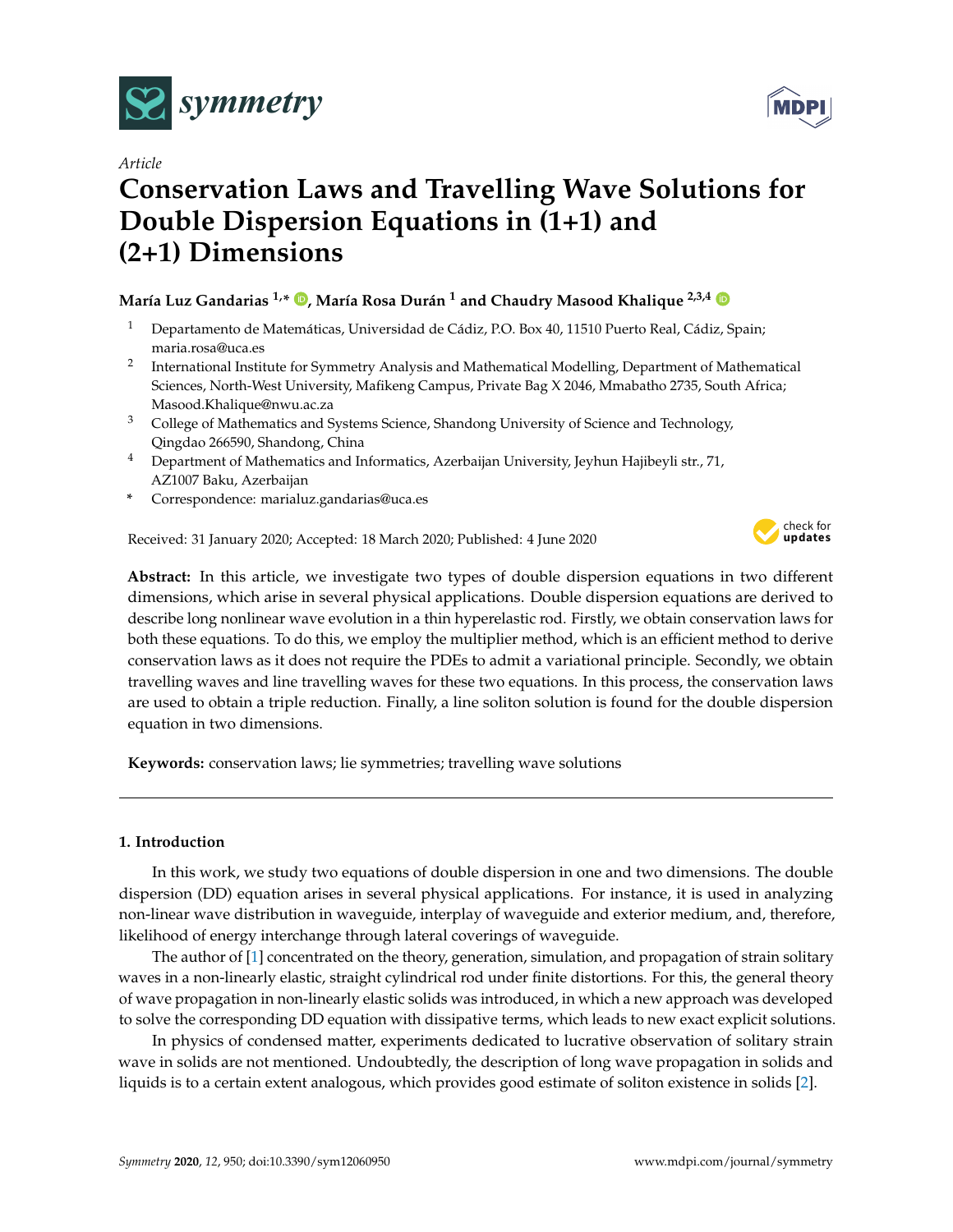*Article*

# Conservation Laws and Travelling Wave Solutions for Double Dispersion Equations in (1+1) and (2+1) Dimensions

**María Luz Gandarias [1,*], María Rosa Durán [1] and Chaudry Masood Khalique [2,3,4]**

1. Departamento de Matemáticas, Universidad de Cádiz, P.O. Box 40, 11510 Puerto Real, Cádiz, Spain; maria.rosa@uca.es
2. International Institute for Symmetry Analysis and Mathematical Modelling, Department of Mathematical Sciences, North-West University, Mafikeng Campus, Private Bag X 2046, Mmabatho 2735, South Africa; Masood.Khalique@nwu.ac.za
3. College of Mathematics and Systems Science, Shandong University of Science and Technology, Qingdao 266590, Shandong, China
4. Department of Mathematics and Informatics, Azerbaijan University, Jeyhun Hajibeyli str., 71, AZ1007 Baku, Azerbaijan

\* Correspondence: marialuz.gandarias@uca.es

Received: 31 January 2020; Accepted: 18 March 2020; Published: 4 June 2020

**Abstract:** In this article, we investigate two types of double dispersion equations in two different dimensions, which arise in several physical applications. Double dispersion equations are derived to describe long nonlinear wave evolution in a thin hyperelastic rod. Firstly, we obtain conservation laws for both these equations. To do this, we employ the multiplier method, which is an efficient method to derive conservation laws as it does not require the PDEs to admit a variational principle. Secondly, we obtain travelling waves and line travelling waves for these two equations. In this process, the conservation laws are used to obtain a triple reduction. Finally, a line soliton solution is found for the double dispersion equation in two dimensions.

**Keywords:** conservation laws; lie symmetries; travelling wave solutions

## 1. Introduction

In this work, we study two equations of double dispersion in one and two dimensions. The double dispersion (DD) equation arises in several physical applications. For instance, it is used in analyzing non-linear wave distribution in waveguide, interplay of waveguide and exterior medium, and, therefore, likelihood of energy interchange through lateral coverings of waveguide.

The author of [1] concentrated on the theory, generation, simulation, and propagation of strain solitary waves in a non-linearly elastic, straight cylindrical rod under finite distortions. For this, the general theory of wave propagation in non-linearly elastic solids was introduced, in which a new approach was developed to solve the corresponding DD equation with dissipative terms, which leads to new exact explicit solutions.

In physics of condensed matter, experiments dedicated to lucrative observation of solitary strain wave in solids are not mentioned. Undoubtedly, the description of long wave propagation in solids and liquids is to a certain extent analogous, which provides good estimate of soliton existence in solids [2].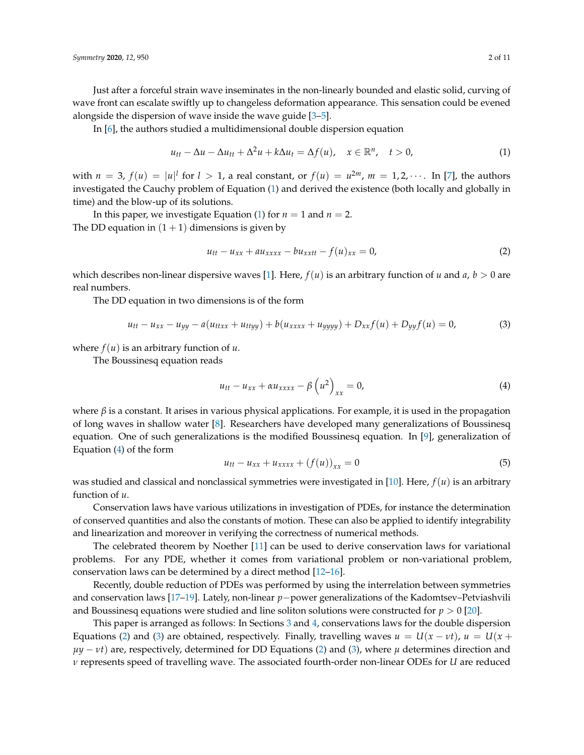Just after a forceful strain wave inseminates in the non-linearly bounded and elastic solid, curving of wave front can escalate swiftly up to changeless deformation appearance. This sensation could be evened alongside the dispersion of wave inside the wave guide [3–5].

In [6], the authors studied a multidimensional double dispersion equation

$$u_{tt} - \Delta u - \Delta u_{tt} + \Delta^2 u + k\Delta u_t = \Delta f(u), \quad x \in \mathbb{R}^n, \quad t > 0, \tag{1}$$

with $n = 3$, $f(u) = |u|^l$ for $l > 1$, a real constant, or $f(u) = u^{2m}$, $m = 1, 2, \cdots$. In [7], the authors investigated the Cauchy problem of Equation (1) and derived the existence (both locally and globally in time) and the blow-up of its solutions.

In this paper, we investigate Equation (1) for $n = 1$ and $n = 2$.
The DD equation in $(1 + 1)$ dimensions is given by

$$u_{tt} - u_{xx} + a u_{xxxx} - b u_{xxtt} - f(u)_{xx} = 0, \tag{2}$$

which describes non-linear dispersive waves [1]. Here, $f(u)$ is an arbitrary function of $u$ and $a$, $b > 0$ are real numbers.

The DD equation in two dimensions is of the form

$$u_{tt} - u_{xx} - u_{yy} - a(u_{ttxx} + u_{ttyy}) + b(u_{xxxx} + u_{yyyy}) + D_{xx} f(u) + D_{yy} f(u) = 0, \tag{3}$$

where $f(u)$ is an arbitrary function of $u$.

The Boussinesq equation reads

$$u_{tt} - u_{xx} + \alpha u_{xxxx} - \beta \left(u^2\right)_{xx} = 0, \tag{4}$$

where $\beta$ is a constant. It arises in various physical applications. For example, it is used in the propagation of long waves in shallow water [8]. Researchers have developed many generalizations of Boussinesq equation. One of such generalizations is the modified Boussinesq equation. In [9], generalization of Equation (4) of the form

$$u_{tt} - u_{xx} + u_{xxxx} + (f(u))_{xx} = 0 \tag{5}$$

was studied and classical and nonclassical symmetries were investigated in [10]. Here, $f(u)$ is an arbitrary function of $u$.

Conservation laws have various utilizations in investigation of PDEs, for instance the determination of conserved quantities and also the constants of motion. These can also be applied to identify integrability and linearization and moreover in verifying the correctness of numerical methods.

The celebrated theorem by Noether [11] can be used to derive conservation laws for variational problems. For any PDE, whether it comes from variational problem or non-variational problem, conservation laws can be determined by a direct method [12–16].

Recently, double reduction of PDEs was performed by using the interrelation between symmetries and conservation laws [17–19]. Lately, non-linear $p-$power generalizations of the Kadomtsev–Petviashvili and Boussinesq equations were studied and line soliton solutions were constructed for $p > 0$ [20].

This paper is arranged as follows: In Sections 3 and 4, conservations laws for the double dispersion Equations (2) and (3) are obtained, respectively. Finally, travelling waves $u = U(x - \nu t)$, $u = U(x + \mu y - \nu t)$ are, respectively, determined for DD Equations (2) and (3), where $\mu$ determines direction and $\nu$ represents speed of travelling wave. The associated fourth-order non-linear ODEs for $U$ are reduced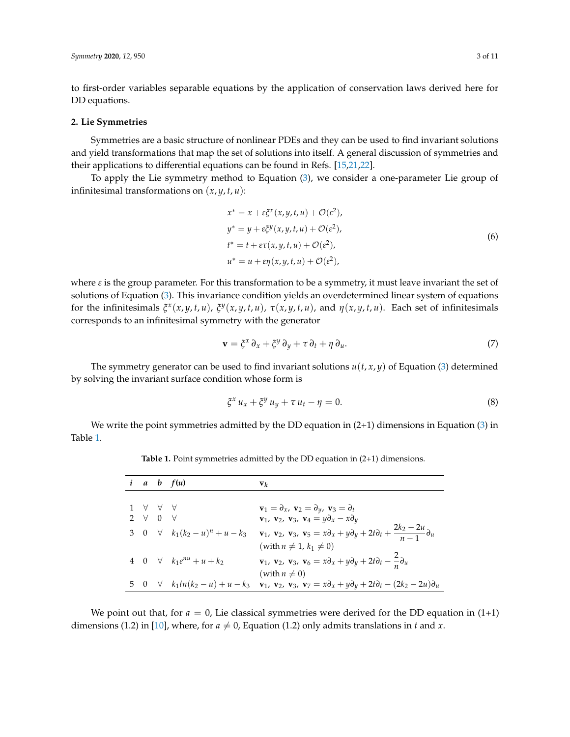to first-order variables separable equations by the application of conservation laws derived here for DD equations.

## 2. Lie Symmetries

Symmetries are a basic structure of nonlinear PDEs and they can be used to find invariant solutions and yield transformations that map the set of solutions into itself. A general discussion of symmetries and their applications to differential equations can be found in Refs. [15,21,22].

To apply the Lie symmetry method to Equation (3), we consider a one-parameter Lie group of infinitesimal transformations on $(x, y, t, u)$:

$$
\begin{aligned}
x^* &= x + \varepsilon \xi^x(x, y, t, u) + \mathcal{O}(\varepsilon^2), \\
y^* &= y + \varepsilon \xi^y(x, y, t, u) + \mathcal{O}(\varepsilon^2), \\
t^* &= t + \varepsilon \tau(x, y, t, u) + \mathcal{O}(\varepsilon^2), \\
u^* &= u + \varepsilon \eta(x, y, t, u) + \mathcal{O}(\varepsilon^2),
\end{aligned}
\tag{6}
$$

where $\varepsilon$ is the group parameter. For this transformation to be a symmetry, it must leave invariant the set of solutions of Equation (3). This invariance condition yields an overdetermined linear system of equations for the infinitesimals $\xi^x(x, y, t, u)$, $\xi^y(x, y, t, u)$, $\tau(x, y, t, u)$, and $\eta(x, y, t, u)$. Each set of infinitesimals corresponds to an infinitesimal symmetry with the generator

$$
\mathbf{v} = \xi^x \partial_x + \xi^y \partial_y + \tau \partial_t + \eta \partial_u. \tag{7}
$$

The symmetry generator can be used to find invariant solutions $u(t, x, y)$ of Equation (3) determined by solving the invariant surface condition whose form is

$$
\xi^x u_x + \xi^y u_y + \tau u_t - \eta = 0. \tag{8}
$$

We write the point symmetries admitted by the DD equation in (2+1) dimensions in Equation (3) in Table 1.

**Table 1.** Point symmetries admitted by the DD equation in (2+1) dimensions.

| *i* | *a* | *b* | *f(u)* | $\mathbf{v}_k$ |
|---|---|---|---|---|
| 1 | $\forall$ | $\forall$ | $\forall$ | $\mathbf{v}_1 = \partial_x,\ \mathbf{v}_2 = \partial_y,\ \mathbf{v}_3 = \partial_t$ |
| 2 | $\forall$ | 0 | $\forall$ | $\mathbf{v}_1,\ \mathbf{v}_2,\ \mathbf{v}_3,\ \mathbf{v}_4 = y\partial_x - x\partial_y$ |
| 3 | 0 | $\forall$ | $k_1(k_2 - u)^n + u - k_3$ | $\mathbf{v}_1,\ \mathbf{v}_2,\ \mathbf{v}_3,\ \mathbf{v}_5 = x\partial_x + y\partial_y + 2t\partial_t + \dfrac{2k_2 - 2u}{n-1}\partial_u$ (with $n \neq 1$, $k_1 \neq 0$) |
| 4 | 0 | $\forall$ | $k_1 e^{nu} + u + k_2$ | $\mathbf{v}_1,\ \mathbf{v}_2,\ \mathbf{v}_3,\ \mathbf{v}_6 = x\partial_x + y\partial_y + 2t\partial_t - \dfrac{2}{n}\partial_u$ (with $n \neq 0$) |
| 5 | 0 | $\forall$ | $k_1 ln(k_2 - u) + u - k_3$ | $\mathbf{v}_1,\ \mathbf{v}_2,\ \mathbf{v}_3,\ \mathbf{v}_7 = x\partial_x + y\partial_y + 2t\partial_t - (2k_2 - 2u)\partial_u$ |

We point out that, for $a = 0$, Lie classical symmetries were derived for the DD equation in (1+1) dimensions (1.2) in [10], where, for $a \neq 0$, Equation (1.2) only admits translations in $t$ and $x$.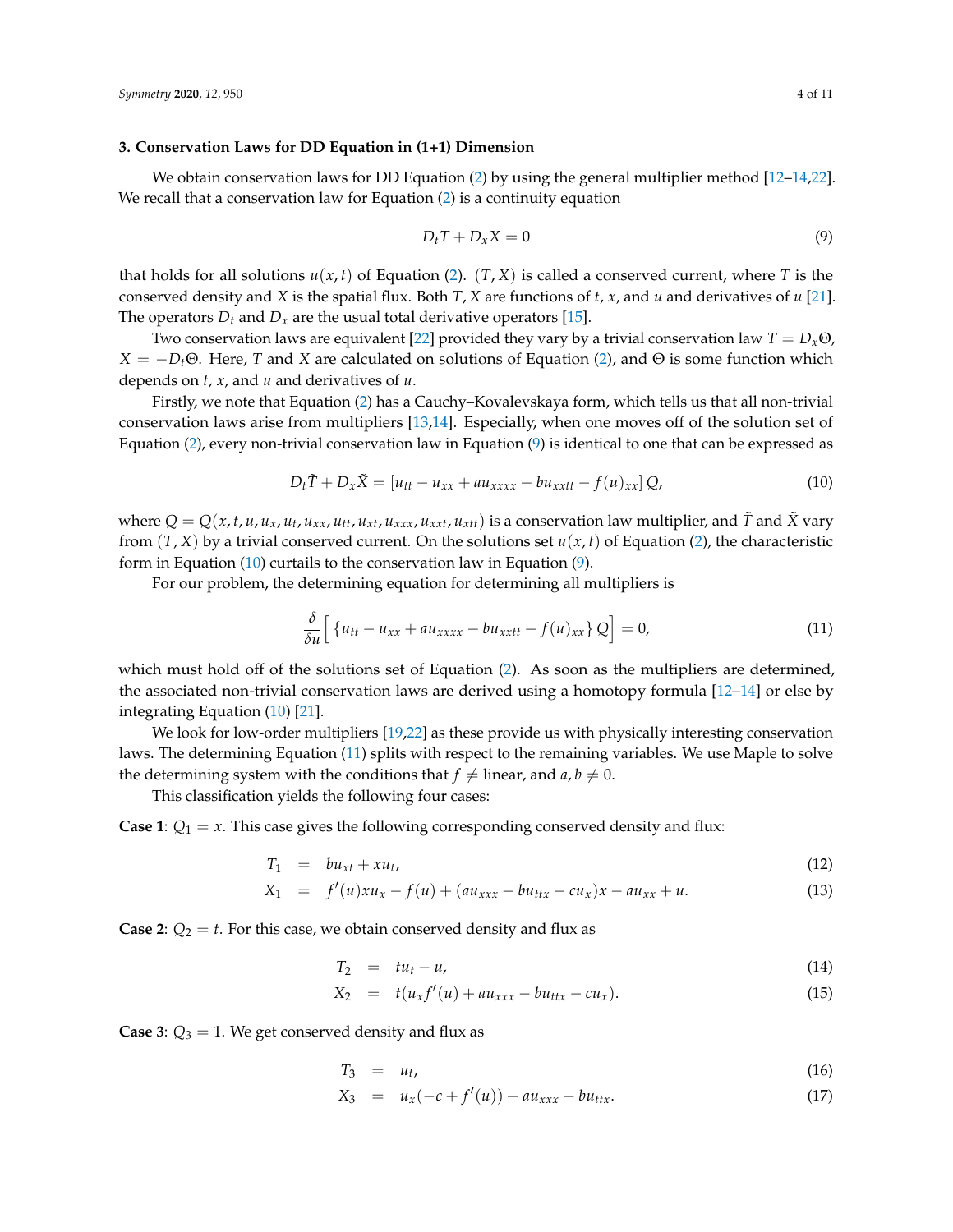## 3. Conservation Laws for DD Equation in (1+1) Dimension

We obtain conservation laws for DD Equation (2) by using the general multiplier method [12–14,22]. We recall that a conservation law for Equation (2) is a continuity equation

$$D_t T + D_x X = 0 \tag{9}$$

that holds for all solutions $u(x,t)$ of Equation (2). $(T, X)$ is called a conserved current, where $T$ is the conserved density and $X$ is the spatial flux. Both $T$, $X$ are functions of $t$, $x$, and $u$ and derivatives of $u$ [21]. The operators $D_t$ and $D_x$ are the usual total derivative operators [15].

Two conservation laws are equivalent [22] provided they vary by a trivial conservation law $T = D_x\Theta$, $X = -D_t\Theta$. Here, $T$ and $X$ are calculated on solutions of Equation (2), and $\Theta$ is some function which depends on $t$, $x$, and $u$ and derivatives of $u$.

Firstly, we note that Equation (2) has a Cauchy–Kovalevskaya form, which tells us that all non-trivial conservation laws arise from multipliers [13,14]. Especially, when one moves off of the solution set of Equation (2), every non-trivial conservation law in Equation (9) is identical to one that can be expressed as

$$D_t\tilde{T} + D_x\tilde{X} = \left[u_{tt} - u_{xx} + au_{xxxx} - bu_{xxtt} - f(u)_{xx}\right] Q, \tag{10}$$

where $Q = Q(x, t, u, u_x, u_t, u_{xx}, u_{tt}, u_{xt}, u_{xxx}, u_{xxt}, u_{xtt})$ is a conservation law multiplier, and $\tilde{T}$ and $\tilde{X}$ vary from $(T, X)$ by a trivial conserved current. On the solutions set $u(x,t)$ of Equation (2), the characteristic form in Equation (10) curtails to the conservation law in Equation (9).

For our problem, the determining equation for determining all multipliers is

$$\frac{\delta}{\delta u}\Big[\,\{u_{tt} - u_{xx} + au_{xxxx} - bu_{xxtt} - f(u)_{xx}\}\; Q\Big] = 0, \tag{11}$$

which must hold off of the solutions set of Equation (2). As soon as the multipliers are determined, the associated non-trivial conservation laws are derived using a homotopy formula [12–14] or else by integrating Equation (10) [21].

We look for low-order multipliers [19,22] as these provide us with physically interesting conservation laws. The determining Equation (11) splits with respect to the remaining variables. We use Maple to solve the determining system with the conditions that $f \neq$ linear, and $a, b \neq 0$.

This classification yields the following four cases:

**Case 1**: $Q_1 = x$. This case gives the following corresponding conserved density and flux:

$$T_1 = bu_{xt} + xu_t, \tag{12}$$

$$X_1 = f'(u)xu_x - f(u) + (au_{xxx} - bu_{ttx} - cu_x)x - au_{xx} + u. \tag{13}$$

**Case 2**: $Q_2 = t$. For this case, we obtain conserved density and flux as

$$T_2 = tu_t - u, \tag{14}$$

$$X_2 = t(u_x f'(u) + au_{xxx} - bu_{ttx} - cu_x). \tag{15}$$

**Case 3**: $Q_3 = 1$. We get conserved density and flux as

$$T_3 = u_t, \tag{16}$$

$$X_3 = u_x(-c + f'(u)) + au_{xxx} - bu_{ttx}. \tag{17}$$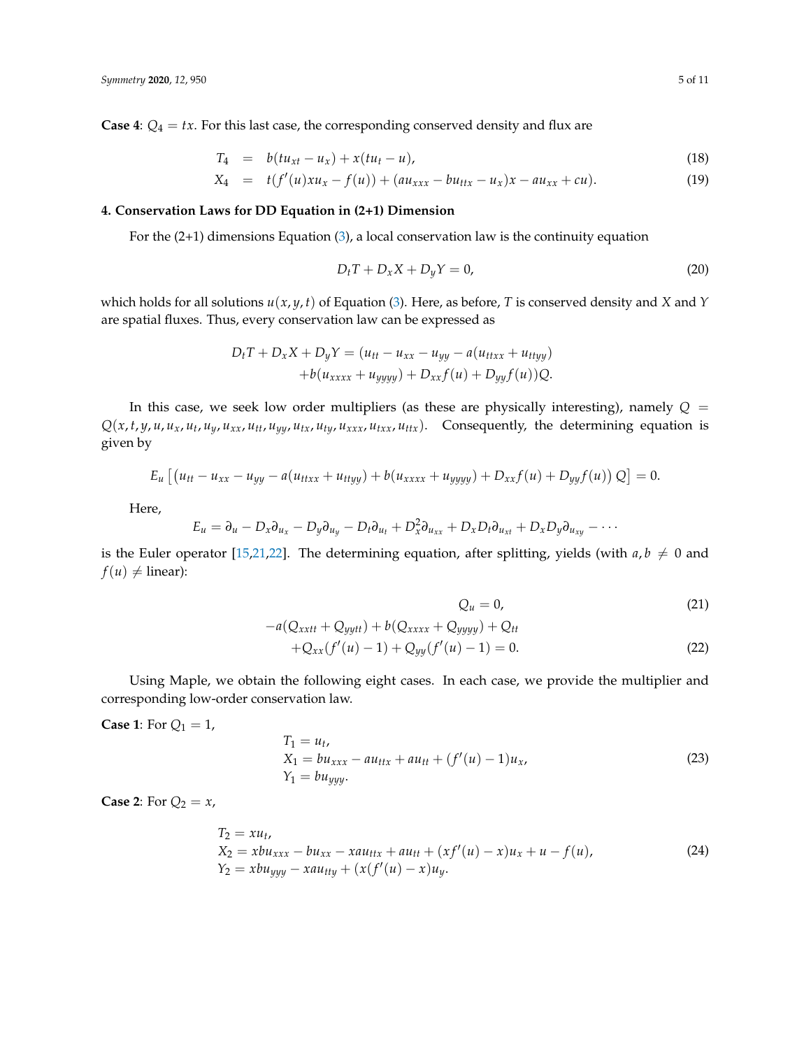**Case 4**: $Q_4 = tx$. For this last case, the corresponding conserved density and flux are

$$
\begin{aligned}
T_4 &= b(tu_{xt} - u_x) + x(tu_t - u), && (18)\\
X_4 &= t(f'(u)xu_x - f(u)) + (au_{xxx} - bu_{ttx} - u_x)x - au_{xx} + cu). && (19)
\end{aligned}
$$

## 4. Conservation Laws for DD Equation in (2+1) Dimension

For the (2+1) dimensions Equation (3), a local conservation law is the continuity equation

$$
D_t T + D_x X + D_y Y = 0, \tag{20}
$$

which holds for all solutions $u(x, y, t)$ of Equation (3). Here, as before, $T$ is conserved density and $X$ and $Y$ are spatial fluxes. Thus, every conservation law can be expressed as

$$
\begin{aligned}
D_t T + D_x X + D_y Y = (&u_{tt} - u_{xx} - u_{yy} - a(u_{ttxx} + u_{ttyy})\\
&+ b(u_{xxxx} + u_{yyyy}) + D_{xx} f(u) + D_{yy} f(u))Q.
\end{aligned}
$$

In this case, we seek low order multipliers (as these are physically interesting), namely $Q = Q(x, t, y, u, u_x, u_t, u_y, u_{xx}, u_{tt}, u_{yy}, u_{tx}, u_{ty}, u_{xxx}, u_{txx}, u_{ttx})$. Consequently, the determining equation is given by

$$
E_u \left[ (u_{tt} - u_{xx} - u_{yy} - a(u_{ttxx} + u_{ttyy}) + b(u_{xxxx} + u_{yyyy}) + D_{xx} f(u) + D_{yy} f(u))\, Q \right] = 0.
$$

Here,

$$
E_u = \partial_u - D_x \partial_{u_x} - D_y \partial_{u_y} - D_t \partial_{u_t} + D_x^2 \partial_{u_{xx}} + D_x D_t \partial_{u_{xt}} + D_x D_y \partial_{u_{xy}} - \cdots
$$

is the Euler operator [15,21,22]. The determining equation, after splitting, yields (with $a, b \neq 0$ and $f(u) \neq$ linear):

$$
\begin{aligned}
Q_u &= 0, && (21)\\
-a(Q_{xxtt} + Q_{yytt}) + b(Q_{xxxx} + Q_{yyyy}) + Q_{tt}&\\
+ Q_{xx}(f'(u) - 1) + Q_{yy}(f'(u) - 1) &= 0. && (22)
\end{aligned}
$$

Using Maple, we obtain the following eight cases. In each case, we provide the multiplier and corresponding low-order conservation law.

**Case 1**: For $Q_1 = 1$,

$$
\begin{aligned}
&T_1 = u_t,\\
&X_1 = bu_{xxx} - au_{ttx} + au_{tt} + (f'(u) - 1)u_x,\\
&Y_1 = bu_{yyy}.
\end{aligned} \tag{23}
$$

**Case 2**: For $Q_2 = x$,

$$
\begin{aligned}
&T_2 = xu_t,\\
&X_2 = xbu_{xxx} - bu_{xx} - xau_{ttx} + au_{tt} + (xf'(u) - x)u_x + u - f(u),\\
&Y_2 = xbu_{yyy} - xau_{tty} + (x(f'(u) - x)u_y.
\end{aligned} \tag{24}
$$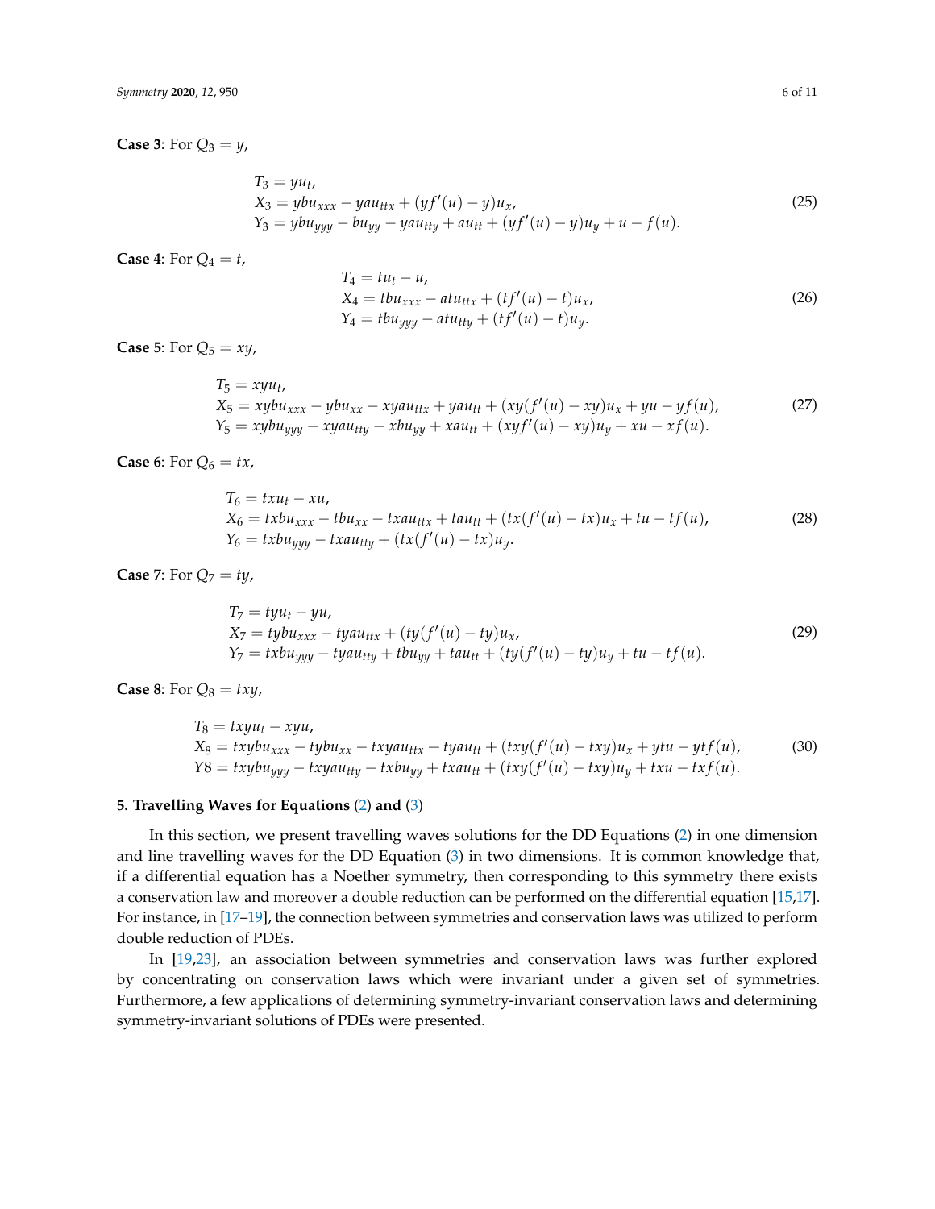**Case 3**: For $Q_3 = y$,

$$
\begin{aligned}
&T_3 = yu_t, \\
&X_3 = ybu_{xxx} - yau_{ttx} + (yf'(u) - y)u_x, \\
&Y_3 = ybu_{yyy} - bu_{yy} - yau_{tty} + au_{tt} + (yf'(u) - y)u_y + u - f(u).
\end{aligned}
\tag{25}
$$

**Case 4**: For $Q_4 = t$,

$$
\begin{aligned}
&T_4 = tu_t - u, \\
&X_4 = tbu_{xxx} - atu_{ttx} + (tf'(u) - t)u_x, \\
&Y_4 = tbu_{yyy} - atu_{tty} + (tf'(u) - t)u_y.
\end{aligned}
\tag{26}
$$

**Case 5**: For $Q_5 = xy$,

$$
\begin{aligned}
&T_5 = xyu_t, \\
&X_5 = xybu_{xxx} - ybu_{xx} - xyau_{ttx} + yau_{tt} + (xy(f'(u) - xy)u_x + yu - yf(u), \\
&Y_5 = xybu_{yyy} - xyau_{tty} - xbu_{yy} + xau_{tt} + (xyf'(u) - xy)u_y + xu - xf(u).
\end{aligned}
\tag{27}
$$

**Case 6**: For $Q_6 = tx$,

$$
\begin{aligned}
&T_6 = txu_t - xu, \\
&X_6 = txbu_{xxx} - tbu_{xx} - txau_{ttx} + tau_{tt} + (tx(f'(u) - tx)u_x + tu - tf(u), \\
&Y_6 = txbu_{yyy} - txau_{tty} + (tx(f'(u) - tx)u_y.
\end{aligned}
\tag{28}
$$

**Case 7**: For $Q_7 = ty$,

$$
\begin{aligned}
&T_7 = tyu_t - yu, \\
&X_7 = tybu_{xxx} - tyau_{ttx} + (ty(f'(u) - ty)u_x, \\
&Y_7 = txbu_{yyy} - tyau_{tty} + tbu_{yy} + tau_{tt} + (ty(f'(u) - ty)u_y + tu - tf(u).
\end{aligned}
\tag{29}
$$

**Case 8**: For $Q_8 = txy$,

$$
\begin{aligned}
&T_8 = txyu_t - xyu, \\
&X_8 = txybu_{xxx} - tybu_{xx} - txyau_{ttx} + tyau_{tt} + (txy(f'(u) - txy)u_x + ytu - ytf(u), \\
&Y8 = txybu_{yyy} - txyau_{tty} - txbu_{yy} + txau_{tt} + (txy(f'(u) - txy)u_y + txu - txf(u).
\end{aligned}
\tag{30}
$$

## 5. Travelling Waves for Equations (2) and (3)

In this section, we present travelling waves solutions for the DD Equations (2) in one dimension and line travelling waves for the DD Equation (3) in two dimensions. It is common knowledge that, if a differential equation has a Noether symmetry, then corresponding to this symmetry there exists a conservation law and moreover a double reduction can be performed on the differential equation [15,17]. For instance, in [17–19], the connection between symmetries and conservation laws was utilized to perform double reduction of PDEs.

In [19,23], an association between symmetries and conservation laws was further explored by concentrating on conservation laws which were invariant under a given set of symmetries. Furthermore, a few applications of determining symmetry-invariant conservation laws and determining symmetry-invariant solutions of PDEs were presented.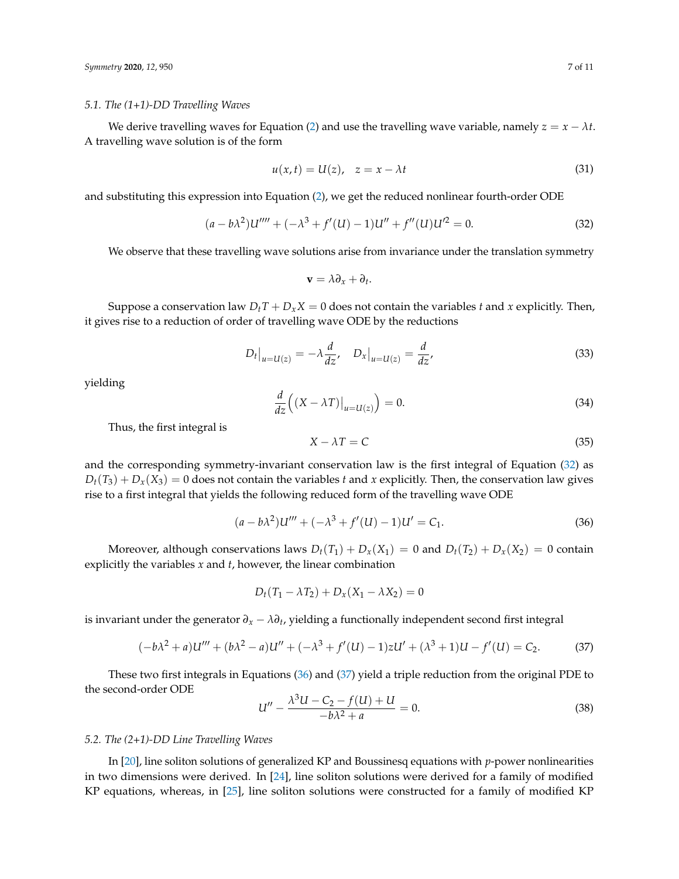### 5.1. The (1+1)-DD Travelling Waves

We derive travelling waves for Equation (2) and use the travelling wave variable, namely $z = x - \lambda t$. A travelling wave solution is of the form

$$u(x,t) = U(z), \quad z = x - \lambda t \tag{31}$$

and substituting this expression into Equation (2), we get the reduced nonlinear fourth-order ODE

$$(a - b\lambda^2)U'''' + (-\lambda^3 + f'(U) - 1)U'' + f''(U)U'^2 = 0. \tag{32}$$

We observe that these travelling wave solutions arise from invariance under the translation symmetry

$$\mathbf{v} = \lambda\partial_x + \partial_t.$$

Suppose a conservation law $D_t T + D_x X = 0$ does not contain the variables $t$ and $x$ explicitly. Then, it gives rise to a reduction of order of travelling wave ODE by the reductions

$$D_t\big|_{u=U(z)} = -\lambda\frac{d}{dz}, \quad D_x\big|_{u=U(z)} = \frac{d}{dz}, \tag{33}$$

yielding

$$\frac{d}{dz}\Big((X - \lambda T)\big|_{u=U(z)}\Big) = 0. \tag{34}$$

Thus, the first integral is

$$X - \lambda T = C \tag{35}$$

and the corresponding symmetry-invariant conservation law is the first integral of Equation (32) as $D_t(T_3) + D_x(X_3) = 0$ does not contain the variables $t$ and $x$ explicitly. Then, the conservation law gives rise to a first integral that yields the following reduced form of the travelling wave ODE

$$(a - b\lambda^2)U''' + (-\lambda^3 + f'(U) - 1)U' = C_1. \tag{36}$$

Moreover, although conservations laws $D_t(T_1) + D_x(X_1) = 0$ and $D_t(T_2) + D_x(X_2) = 0$ contain explicitly the variables $x$ and $t$, however, the linear combination

$$D_t(T_1 - \lambda T_2) + D_x(X_1 - \lambda X_2) = 0$$

is invariant under the generator $\partial_x - \lambda\partial_t$, yielding a functionally independent second first integral

$$(-b\lambda^2 + a)U''' + (b\lambda^2 - a)U'' + (-\lambda^3 + f'(U) - 1)zU' + (\lambda^3 + 1)U - f'(U) = C_2. \tag{37}$$

These two first integrals in Equations (36) and (37) yield a triple reduction from the original PDE to the second-order ODE

$$U'' - \frac{\lambda^3 U - C_2 - f(U) + U}{-b\lambda^2 + a} = 0. \tag{38}$$

### 5.2. The (2+1)-DD Line Travelling Waves

In [20], line soliton solutions of generalized KP and Boussinesq equations with $p$-power nonlinearities in two dimensions were derived. In [24], line soliton solutions were derived for a family of modified KP equations, whereas, in [25], line soliton solutions were constructed for a family of modified KP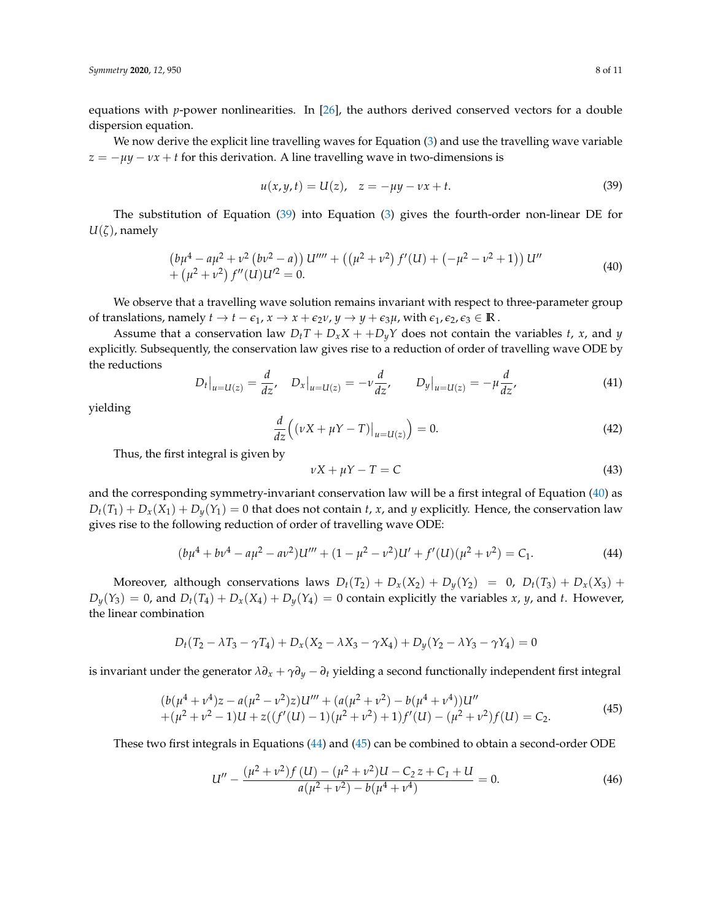equations with $p$-power nonlinearities. In [26], the authors derived conserved vectors for a double dispersion equation.

We now derive the explicit line travelling waves for Equation (3) and use the travelling wave variable $z = -\mu y - \nu x + t$ for this derivation. A line travelling wave in two-dimensions is

$$u(x, y, t) = U(z), \quad z = -\mu y - \nu x + t. \tag{39}$$

The substitution of Equation (39) into Equation (3) gives the fourth-order non-linear DE for $U(\zeta)$, namely

$$\begin{aligned}&\left(b\mu^4 - a\mu^2 + \nu^2\left(b\nu^2 - a\right)\right)U'''' + \left(\left(\mu^2+\nu^2\right)f'(U) + \left(-\mu^2 - \nu^2 + 1\right)\right)U'' \\ &+ \left(\mu^2+\nu^2\right)f''(U)U'^2 = 0.\end{aligned} \tag{40}$$

We observe that a travelling wave solution remains invariant with respect to three-parameter group of translations, namely $t \to t - \epsilon_1$, $x \to x + \epsilon_2\nu$, $y \to y + \epsilon_3\mu$, with $\epsilon_1, \epsilon_2, \epsilon_3 \in \mathbb{R}$ .

Assume that a conservation law $D_tT + D_xX + +D_yY$ does not contain the variables $t$, $x$, and $y$ explicitly. Subsequently, the conservation law gives rise to a reduction of order of travelling wave ODE by the reductions

$$D_t\big|_{u=U(z)} = \frac{d}{dz}, \quad D_x\big|_{u=U(z)} = -\nu\frac{d}{dz}, \qquad D_y\big|_{u=U(z)} = -\mu\frac{d}{dz}, \tag{41}$$

yielding

$$\frac{d}{dz}\Big((\nu X + \mu Y - T)\big|_{u=U(z)}\Big) = 0. \tag{42}$$

Thus, the first integral is given by

$$\nu X + \mu Y - T = C \tag{43}$$

and the corresponding symmetry-invariant conservation law will be a first integral of Equation (40) as $D_t(T_1) + D_x(X_1) + D_y(Y_1) = 0$ that does not contain $t$, $x$, and $y$ explicitly. Hence, the conservation law gives rise to the following reduction of order of travelling wave ODE:

$$(b\mu^4 + b\nu^4 - a\mu^2 - a\nu^2)U''' + (1 - \mu^2 - \nu^2)U' + f'(U)(\mu^2 + \nu^2) = C_1. \tag{44}$$

Moreover, although conservations laws $D_t(T_2) + D_x(X_2) + D_y(Y_2) = 0$, $D_t(T_3) + D_x(X_3) + D_y(Y_3) = 0$, and $D_t(T_4) + D_x(X_4) + D_y(Y_4) = 0$ contain explicitly the variables $x$, $y$, and $t$. However, the linear combination

$$D_t(T_2 - \lambda T_3 - \gamma T_4) + D_x(X_2 - \lambda X_3 - \gamma X_4) + D_y(Y_2 - \lambda Y_3 - \gamma Y_4) = 0$$

is invariant under the generator $\lambda\partial_x + \gamma\partial_y - \partial_t$ yielding a second functionally independent first integral

$$\begin{aligned}&(b(\mu^4+\nu^4)z - a(\mu^2-\nu^2)z)U''' + (a(\mu^2+\nu^2) - b(\mu^4+\nu^4))U'' \\ &+(\mu^2+\nu^2-1)U + z((f'(U)-1)(\mu^2+\nu^2)+1)f'(U) - (\mu^2+\nu^2)f(U) = C_2.\end{aligned} \tag{45}$$

These two first integrals in Equations (44) and (45) can be combined to obtain a second-order ODE

$$U'' - \frac{(\mu^2+\nu^2)f\left(U\right) - (\mu^2+\nu^2)U - C_2\,z + C_1 + U}{a(\mu^2+\nu^2) - b(\mu^4+\nu^4)} = 0. \tag{46}$$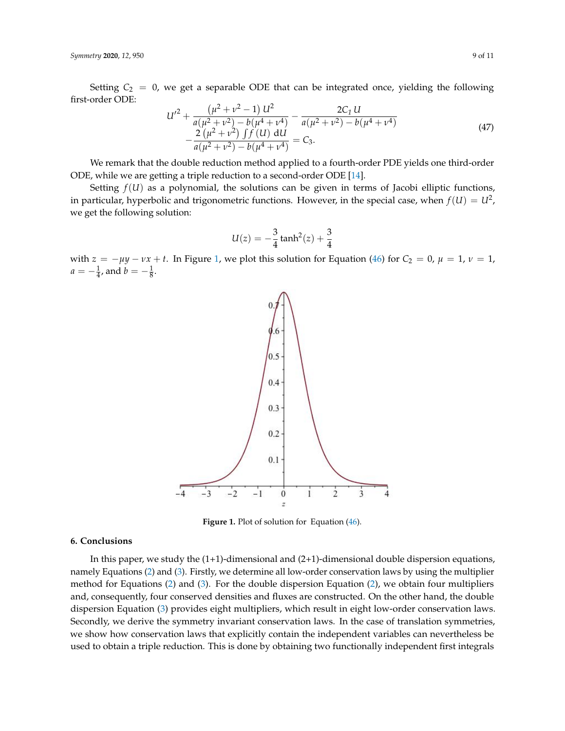Setting $C_2 = 0$, we get a separable ODE that can be integrated once, yielding the following first-order ODE:

$$
\begin{aligned}
U'^2 &+ \frac{(\mu^2+\nu^2-1)\,U^2}{a(\mu^2+\nu^2)-b(\mu^4+\nu^4)} - \frac{2C_1\,U}{a(\mu^2+\nu^2)-b(\mu^4+\nu^4)} \\
&- \frac{2\,(\mu^2+\nu^2)\int f(U)\,\mathrm{d}U}{a(\mu^2+\nu^2)-b(\mu^4+\nu^4)} = C_3.
\end{aligned} \tag{47}
$$

We remark that the double reduction method applied to a fourth-order PDE yields one third-order ODE, while we are getting a triple reduction to a second-order ODE [14].

Setting $f(U)$ as a polynomial, the solutions can be given in terms of Jacobi elliptic functions, in particular, hyperbolic and trigonometric functions. However, in the special case, when $f(U) = U^2$, we get the following solution:

$$
U(z) = -\frac{3}{4}\tanh^2(z) + \frac{3}{4}
$$

with $z = -\mu y - \nu x + t$. In Figure 1, we plot this solution for Equation (46) for $C_2 = 0$, $\mu = 1$, $\nu = 1$, $a = -\frac{1}{4}$, and $b = -\frac{1}{8}$.

**Figure 1.** Plot of solution for Equation (46).

## 6. Conclusions

In this paper, we study the (1+1)-dimensional and (2+1)-dimensional double dispersion equations, namely Equations (2) and (3). Firstly, we determine all low-order conservation laws by using the multiplier method for Equations (2) and (3). For the double dispersion Equation (2), we obtain four multipliers and, consequently, four conserved densities and fluxes are constructed. On the other hand, the double dispersion Equation (3) provides eight multipliers, which result in eight low-order conservation laws. Secondly, we derive the symmetry invariant conservation laws. In the case of translation symmetries, we show how conservation laws that explicitly contain the independent variables can nevertheless be used to obtain a triple reduction. This is done by obtaining two functionally independent first integrals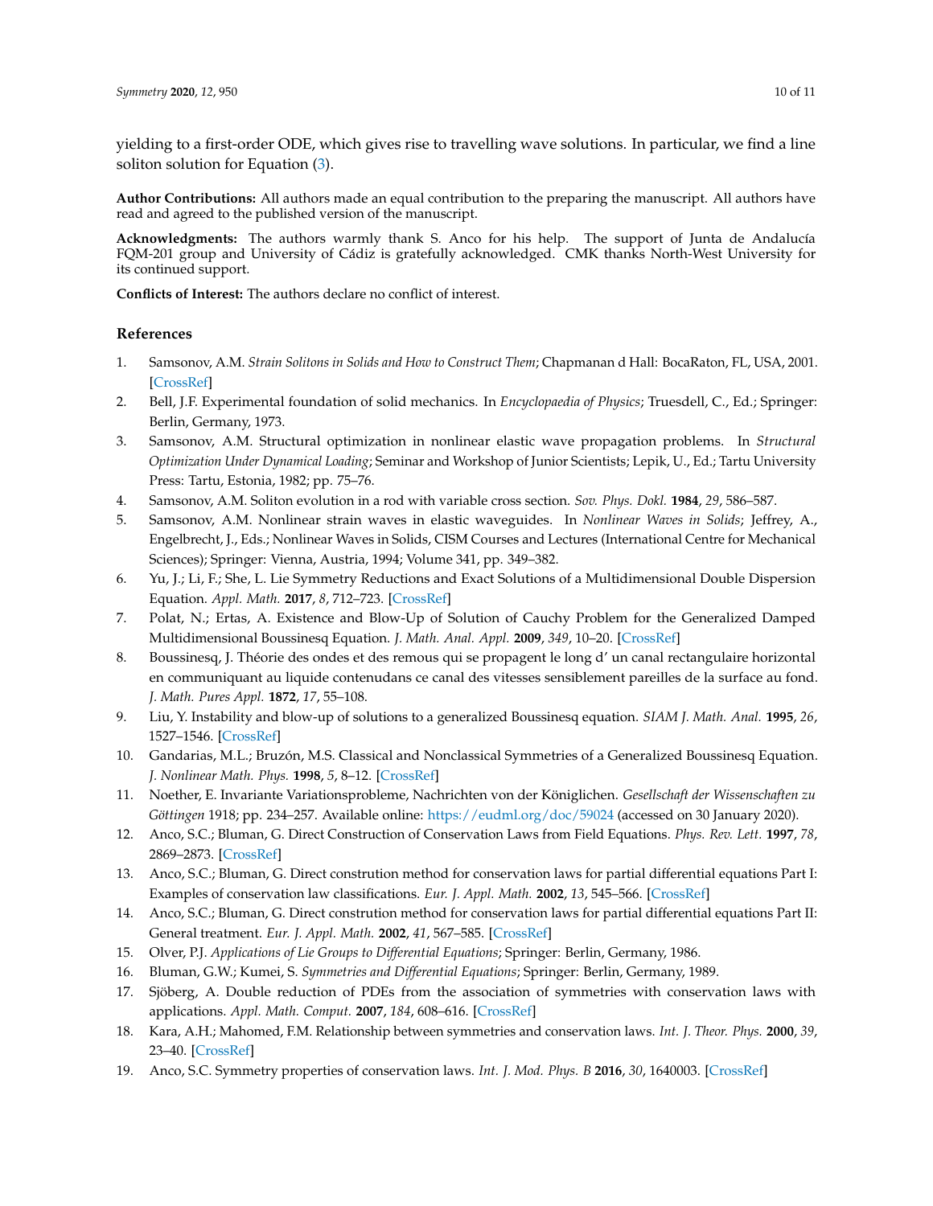yielding to a first-order ODE, which gives rise to travelling wave solutions. In particular, we find a line soliton solution for Equation (3).

**Author Contributions:** All authors made an equal contribution to the preparing the manuscript. All authors have read and agreed to the published version of the manuscript.

**Acknowledgments:** The authors warmly thank S. Anco for his help. The support of Junta de Andalucía FQM-201 group and University of Cádiz is gratefully acknowledged. CMK thanks North-West University for its continued support.

**Conflicts of Interest:** The authors declare no conflict of interest.

## References

1. Samsonov, A.M. *Strain Solitons in Solids and How to Construct Them*; Chapmanan d Hall: BocaRaton, FL, USA, 2001. [CrossRef]
2. Bell, J.F. Experimental foundation of solid mechanics. In *Encyclopaedia of Physics*; Truesdell, C., Ed.; Springer: Berlin, Germany, 1973.
3. Samsonov, A.M. Structural optimization in nonlinear elastic wave propagation problems. In *Structural Optimization Under Dynamical Loading*; Seminar and Workshop of Junior Scientists; Lepik, U., Ed.; Tartu University Press: Tartu, Estonia, 1982; pp. 75–76.
4. Samsonov, A.M. Soliton evolution in a rod with variable cross section. *Sov. Phys. Dokl.* **1984**, *29*, 586–587.
5. Samsonov, A.M. Nonlinear strain waves in elastic waveguides. In *Nonlinear Waves in Solids*; Jeffrey, A., Engelbrecht, J., Eds.; Nonlinear Waves in Solids, CISM Courses and Lectures (International Centre for Mechanical Sciences); Springer: Vienna, Austria, 1994; Volume 341, pp. 349–382.
6. Yu, J.; Li, F.; She, L. Lie Symmetry Reductions and Exact Solutions of a Multidimensional Double Dispersion Equation. *Appl. Math.* **2017**, *8*, 712–723. [CrossRef]
7. Polat, N.; Ertas, A. Existence and Blow-Up of Solution of Cauchy Problem for the Generalized Damped Multidimensional Boussinesq Equation. *J. Math. Anal. Appl.* **2009**, *349*, 10–20. [CrossRef]
8. Boussinesq, J. Théorie des ondes et des remous qui se propagent le long d' un canal rectangulaire horizontal en communiquant au liquide contenudans ce canal des vitesses sensiblement pareilles de la surface au fond. *J. Math. Pures Appl.* **1872**, *17*, 55–108.
9. Liu, Y. Instability and blow-up of solutions to a generalized Boussinesq equation. *SIAM J. Math. Anal.* **1995**, *26*, 1527–1546. [CrossRef]
10. Gandarias, M.L.; Bruzón, M.S. Classical and Nonclassical Symmetries of a Generalized Boussinesq Equation. *J. Nonlinear Math. Phys.* **1998**, *5*, 8–12. [CrossRef]
11. Noether, E. Invariante Variationsprobleme, Nachrichten von der Königlichen. *Gesellschaft der Wissenschaften zu Göttingen* 1918; pp. 234–257. Available online: https://eudml.org/doc/59024 (accessed on 30 January 2020).
12. Anco, S.C.; Bluman, G. Direct Construction of Conservation Laws from Field Equations. *Phys. Rev. Lett.* **1997**, *78*, 2869–2873. [CrossRef]
13. Anco, S.C.; Bluman, G. Direct constrution method for conservation laws for partial differential equations Part I: Examples of conservation law classifications. *Eur. J. Appl. Math.* **2002**, *13*, 545–566. [CrossRef]
14. Anco, S.C.; Bluman, G. Direct constrution method for conservation laws for partial differential equations Part II: General treatment. *Eur. J. Appl. Math.* **2002**, *41*, 567–585. [CrossRef]
15. Olver, P.J. *Applications of Lie Groups to Differential Equations*; Springer: Berlin, Germany, 1986.
16. Bluman, G.W.; Kumei, S. *Symmetries and Differential Equations*; Springer: Berlin, Germany, 1989.
17. Sjöberg, A. Double reduction of PDEs from the association of symmetries with conservation laws with applications. *Appl. Math. Comput.* **2007**, *184*, 608–616. [CrossRef]
18. Kara, A.H.; Mahomed, F.M. Relationship between symmetries and conservation laws. *Int. J. Theor. Phys.* **2000**, *39*, 23–40. [CrossRef]
19. Anco, S.C. Symmetry properties of conservation laws. *Int. J. Mod. Phys. B* **2016**, *30*, 1640003. [CrossRef]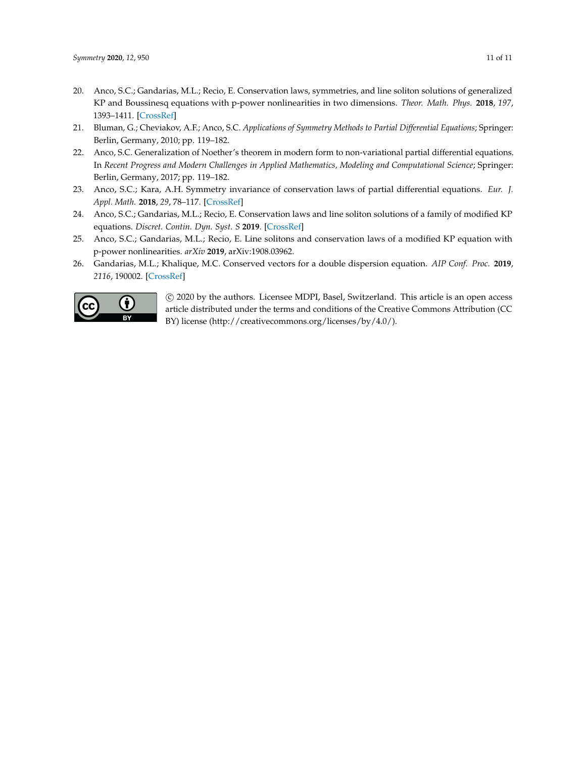20. Anco, S.C.; Gandarias, M.L.; Recio, E. Conservation laws, symmetries, and line soliton solutions of generalized KP and Boussinesq equations with p-power nonlinearities in two dimensions. *Theor. Math. Phys.* **2018**, *197*, 1393–1411. [CrossRef]
21. Bluman, G.; Cheviakov, A.F.; Anco, S.C. *Applications of Symmetry Methods to Partial Differential Equations*; Springer: Berlin, Germany, 2010; pp. 119–182.
22. Anco, S.C. Generalization of Noether's theorem in modern form to non-variational partial differential equations. In *Recent Progress and Modern Challenges in Applied Mathematics, Modeling and Computational Science*; Springer: Berlin, Germany, 2017; pp. 119–182.
23. Anco, S.C.; Kara, A.H. Symmetry invariance of conservation laws of partial differential equations. *Eur. J. Appl. Math.* **2018**, *29*, 78–117. [CrossRef]
24. Anco, S.C.; Gandarias, M.L.; Recio, E. Conservation laws and line soliton solutions of a family of modified KP equations. *Discret. Contin. Dyn. Syst. S* **2019**. [CrossRef]
25. Anco, S.C.; Gandarias, M.L.; Recio, E. Line solitons and conservation laws of a modified KP equation with p-power nonlinearities. *arXiv* **2019**, arXiv:1908.03962.
26. Gandarias, M.L.; Khalique, M.C. Conserved vectors for a double dispersion equation. *AIP Conf. Proc.* **2019**, *2116*, 190002. [CrossRef]

© 2020 by the authors. Licensee MDPI, Basel, Switzerland. This article is an open access article distributed under the terms and conditions of the Creative Commons Attribution (CC BY) license (http://creativecommons.org/licenses/by/4.0/).